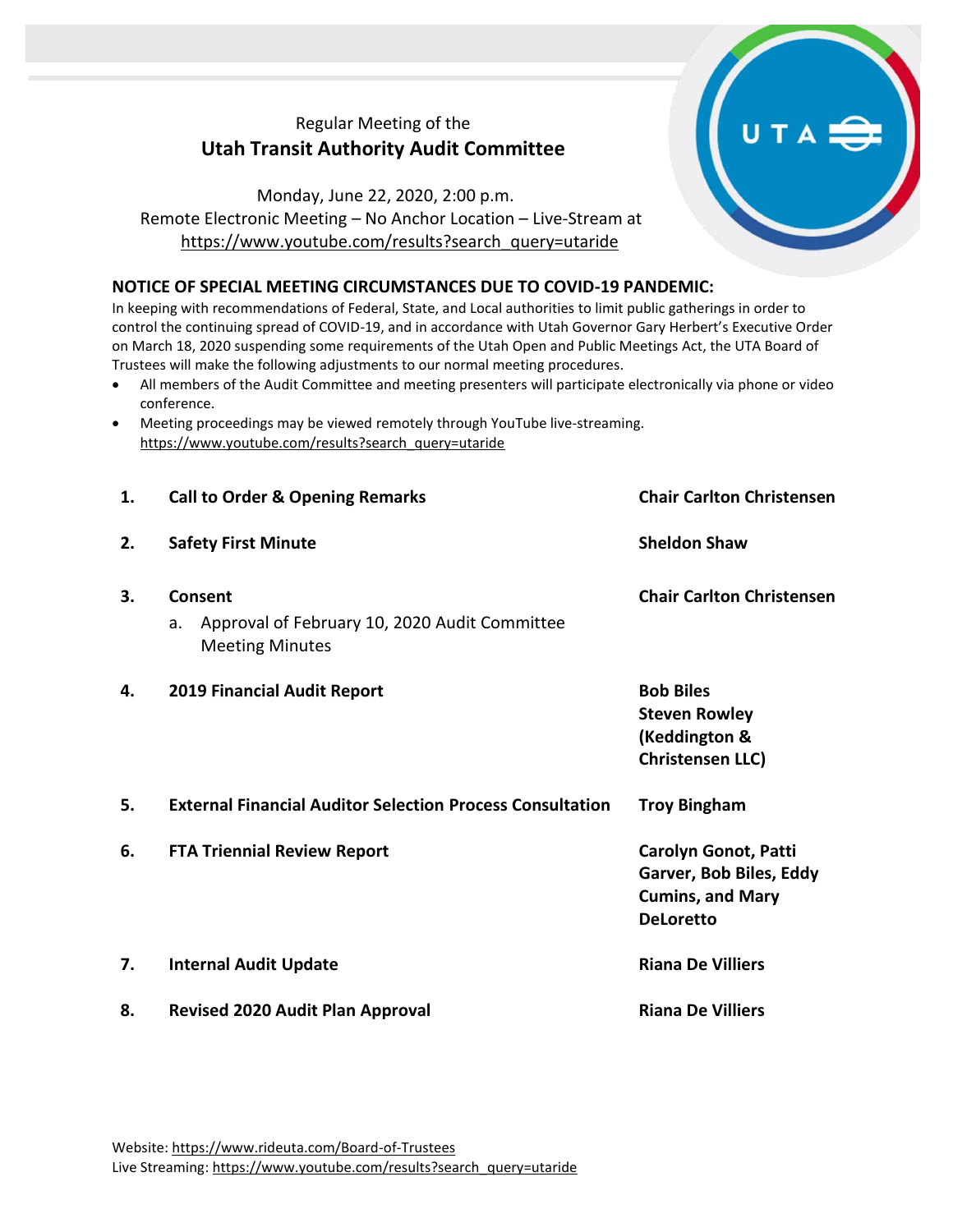Regular Meeting of the

# Utah Transit Authority Audit Committee

Monday, June 22, 2020, 2:00 p.m.
Remote Electronic Meeting – No Anchor Location – Live-Stream at
https://www.youtube.com/results?search_query=utaride

**NOTICE OF SPECIAL MEETING CIRCUMSTANCES DUE TO COVID-19 PANDEMIC:**

In keeping with recommendations of Federal, State, and Local authorities to limit public gatherings in order to control the continuing spread of COVID-19, and in accordance with Utah Governor Gary Herbert's Executive Order on March 18, 2020 suspending some requirements of the Utah Open and Public Meetings Act, the UTA Board of Trustees will make the following adjustments to our normal meeting procedures.

- All members of the Audit Committee and meeting presenters will participate electronically via phone or video conference.
- Meeting proceedings may be viewed remotely through YouTube live-streaming. https://www.youtube.com/results?search_query=utaride

| | | |
|---|---|---|
| **1.** | **Call to Order & Opening Remarks** | **Chair Carlton Christensen** |
| **2.** | **Safety First Minute** | **Sheldon Shaw** |
| **3.** | **Consent**<br>a. Approval of February 10, 2020 Audit Committee Meeting Minutes | **Chair Carlton Christensen** |
| **4.** | **2019 Financial Audit Report** | **Bob Biles**<br>**Steven Rowley (Keddington & Christensen LLC)** |
| **5.** | **External Financial Auditor Selection Process Consultation** | **Troy Bingham** |
| **6.** | **FTA Triennial Review Report** | **Carolyn Gonot, Patti Garver, Bob Biles, Eddy Cumins, and Mary DeLoretto** |
| **7.** | **Internal Audit Update** | **Riana De Villiers** |
| **8.** | **Revised 2020 Audit Plan Approval** | **Riana De Villiers** |

Website: https://www.rideuta.com/Board-of-Trustees
Live Streaming: https://www.youtube.com/results?search_query=utaride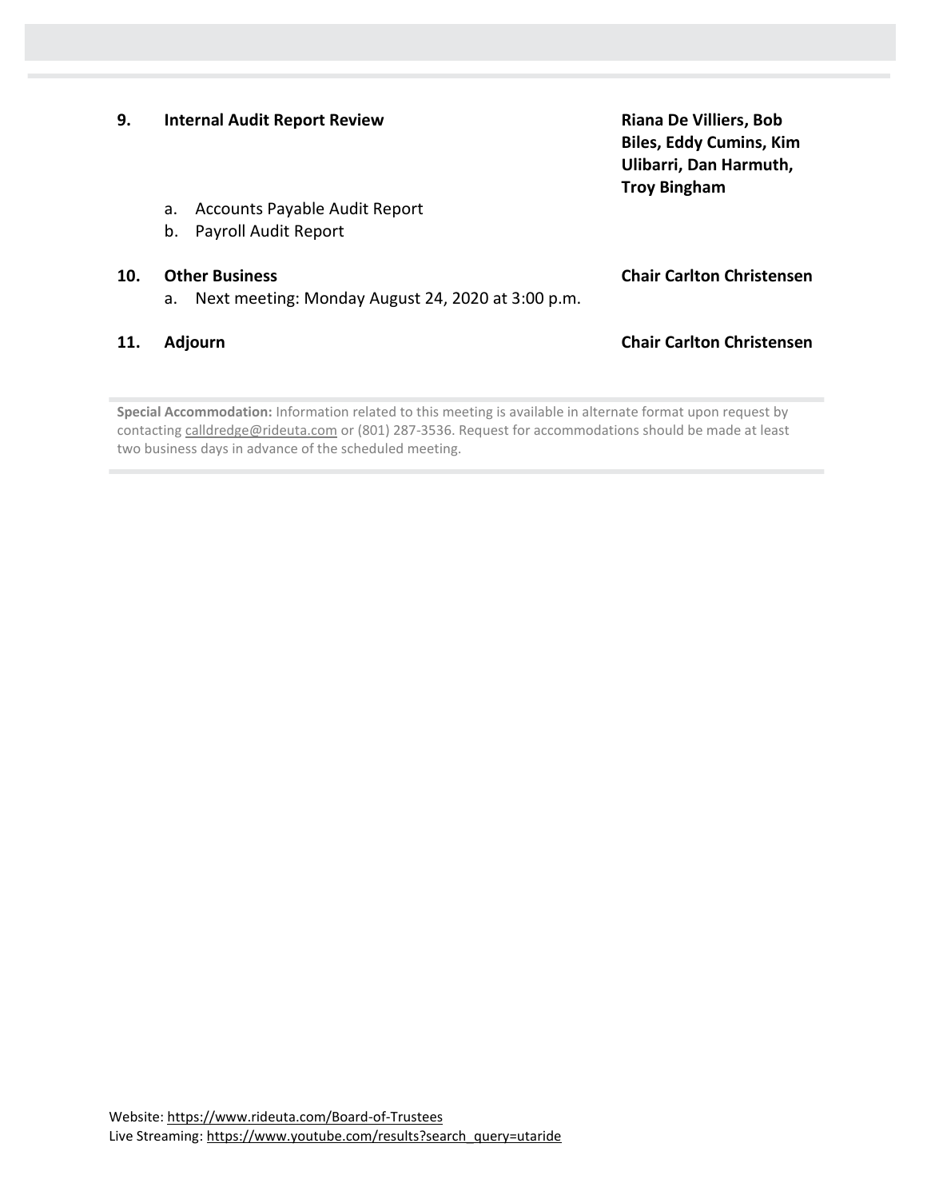**9. Internal Audit Report Review** — **Riana De Villiers, Bob Biles, Eddy Cumins, Kim Ulibarri, Dan Harmuth, Troy Bingham**

a. Accounts Payable Audit Report
b. Payroll Audit Report

**10. Other Business** — **Chair Carlton Christensen**

a. Next meeting: Monday August 24, 2020 at 3:00 p.m.

**11. Adjourn** — **Chair Carlton Christensen**

**Special Accommodation:** Information related to this meeting is available in alternate format upon request by contacting calldredge@rideuta.com or (801) 287-3536. Request for accommodations should be made at least two business days in advance of the scheduled meeting.

Website: https://www.rideuta.com/Board-of-Trustees
Live Streaming: https://www.youtube.com/results?search_query=utaride